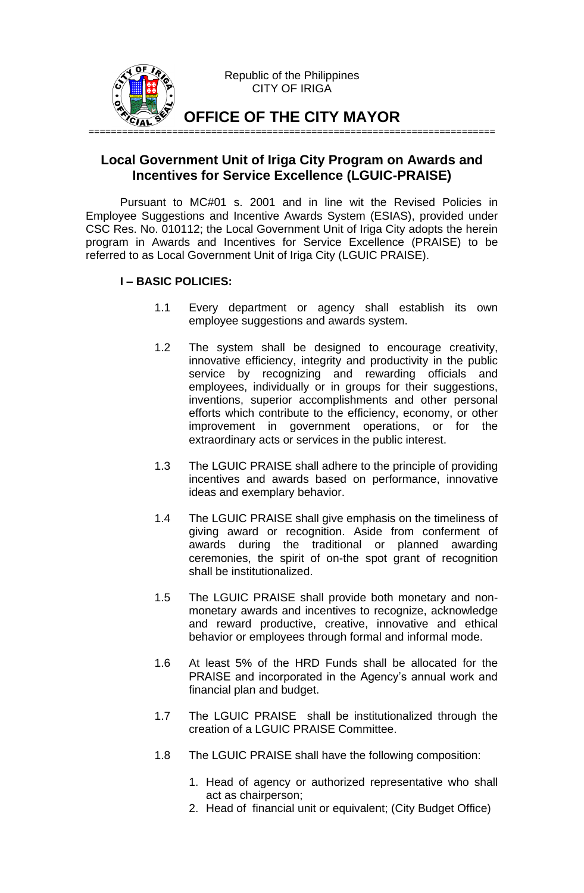Republic of the Philippines
CITY OF IRIGA

# OFFICE OF THE CITY MAYOR

## Local Government Unit of Iriga City Program on Awards and Incentives for Service Excellence (LGUIC-PRAISE)

Pursuant to MC#01 s. 2001 and in line wit the Revised Policies in Employee Suggestions and Incentive Awards System (ESIAS), provided under CSC Res. No. 010112; the Local Government Unit of Iriga City adopts the herein program in Awards and Incentives for Service Excellence (PRAISE) to be referred to as Local Government Unit of Iriga City (LGUIC PRAISE).

### I – BASIC POLICIES:

1.1 Every department or agency shall establish its own employee suggestions and awards system.

1.2 The system shall be designed to encourage creativity, innovative efficiency, integrity and productivity in the public service by recognizing and rewarding officials and employees, individually or in groups for their suggestions, inventions, superior accomplishments and other personal efforts which contribute to the efficiency, economy, or other improvement in government operations, or for the extraordinary acts or services in the public interest.

1.3 The LGUIC PRAISE shall adhere to the principle of providing incentives and awards based on performance, innovative ideas and exemplary behavior.

1.4 The LGUIC PRAISE shall give emphasis on the timeliness of giving award or recognition. Aside from conferment of awards during the traditional or planned awarding ceremonies, the spirit of on-the spot grant of recognition shall be institutionalized.

1.5 The LGUIC PRAISE shall provide both monetary and non-monetary awards and incentives to recognize, acknowledge and reward productive, creative, innovative and ethical behavior or employees through formal and informal mode.

1.6 At least 5% of the HRD Funds shall be allocated for the PRAISE and incorporated in the Agency's annual work and financial plan and budget.

1.7 The LGUIC PRAISE shall be institutionalized through the creation of a LGUIC PRAISE Committee.

1.8 The LGUIC PRAISE shall have the following composition:

1. Head of agency or authorized representative who shall act as chairperson;
2. Head of financial unit or equivalent; (City Budget Office)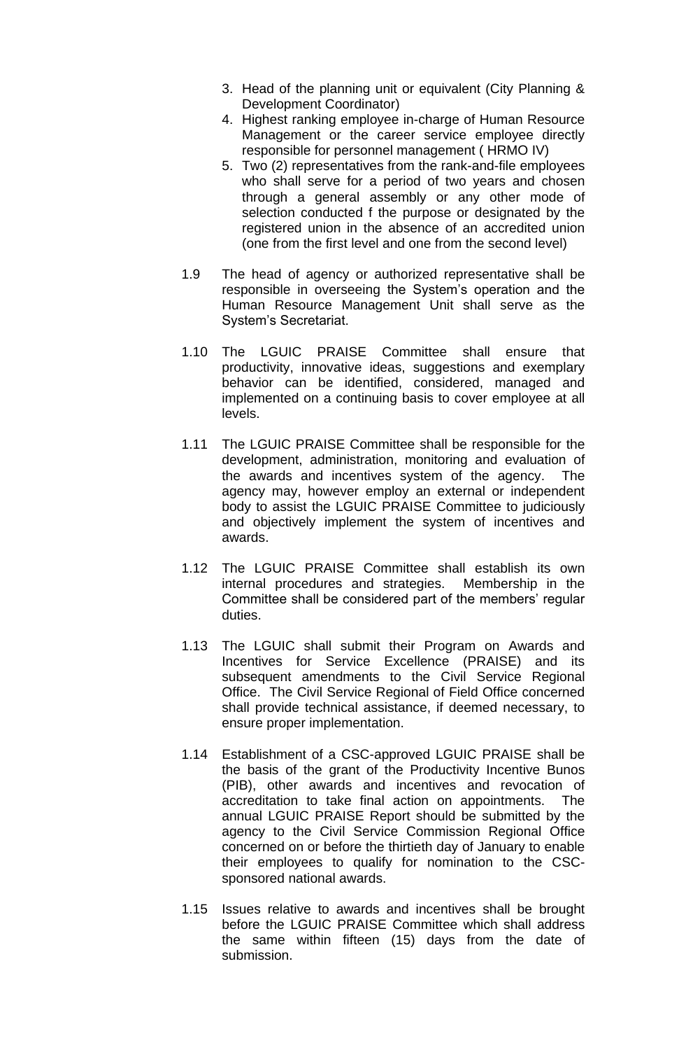3. Head of the planning unit or equivalent (City Planning & Development Coordinator)
4. Highest ranking employee in-charge of Human Resource Management or the career service employee directly responsible for personnel management ( HRMO IV)
5. Two (2) representatives from the rank-and-file employees who shall serve for a period of two years and chosen through a general assembly or any other mode of selection conducted f the purpose or designated by the registered union in the absence of an accredited union (one from the first level and one from the second level)

1.9 The head of agency or authorized representative shall be responsible in overseeing the System's operation and the Human Resource Management Unit shall serve as the System's Secretariat.

1.10 The LGUIC PRAISE Committee shall ensure that productivity, innovative ideas, suggestions and exemplary behavior can be identified, considered, managed and implemented on a continuing basis to cover employee at all levels.

1.11 The LGUIC PRAISE Committee shall be responsible for the development, administration, monitoring and evaluation of the awards and incentives system of the agency. The agency may, however employ an external or independent body to assist the LGUIC PRAISE Committee to judiciously and objectively implement the system of incentives and awards.

1.12 The LGUIC PRAISE Committee shall establish its own internal procedures and strategies. Membership in the Committee shall be considered part of the members' regular duties.

1.13 The LGUIC shall submit their Program on Awards and Incentives for Service Excellence (PRAISE) and its subsequent amendments to the Civil Service Regional Office. The Civil Service Regional of Field Office concerned shall provide technical assistance, if deemed necessary, to ensure proper implementation.

1.14 Establishment of a CSC-approved LGUIC PRAISE shall be the basis of the grant of the Productivity Incentive Bunos (PIB), other awards and incentives and revocation of accreditation to take final action on appointments. The annual LGUIC PRAISE Report should be submitted by the agency to the Civil Service Commission Regional Office concerned on or before the thirtieth day of January to enable their employees to qualify for nomination to the CSC-sponsored national awards.

1.15 Issues relative to awards and incentives shall be brought before the LGUIC PRAISE Committee which shall address the same within fifteen (15) days from the date of submission.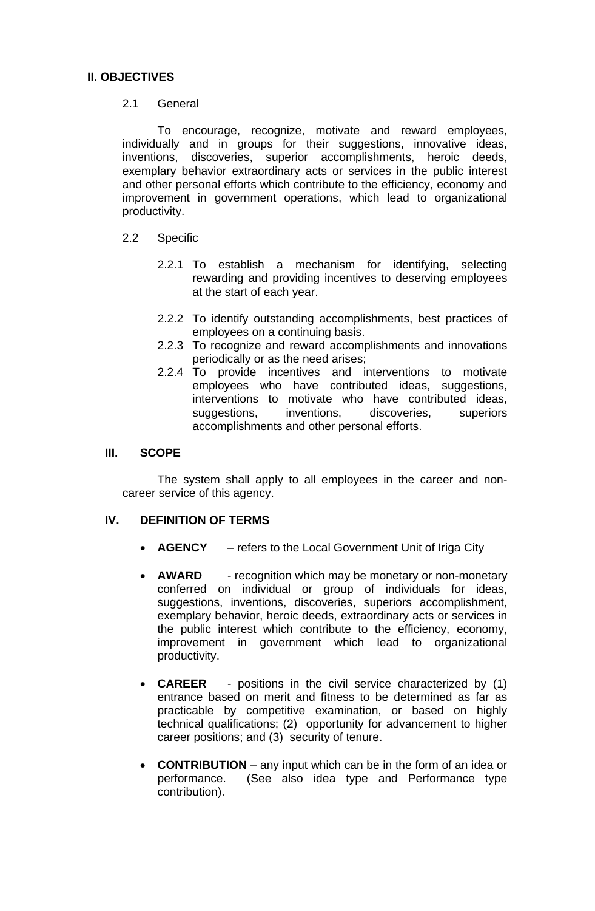## II. OBJECTIVES

2.1 General

To encourage, recognize, motivate and reward employees, individually and in groups for their suggestions, innovative ideas, inventions, discoveries, superior accomplishments, heroic deeds, exemplary behavior extraordinary acts or services in the public interest and other personal efforts which contribute to the efficiency, economy and improvement in government operations, which lead to organizational productivity.

2.2 Specific

2.2.1 To establish a mechanism for identifying, selecting rewarding and providing incentives to deserving employees at the start of each year.

2.2.2 To identify outstanding accomplishments, best practices of employees on a continuing basis.

2.2.3 To recognize and reward accomplishments and innovations periodically or as the need arises;

2.2.4 To provide incentives and interventions to motivate employees who have contributed ideas, suggestions, interventions to motivate who have contributed ideas, suggestions, inventions, discoveries, superiors accomplishments and other personal efforts.

## III. SCOPE

The system shall apply to all employees in the career and non-career service of this agency.

## IV. DEFINITION OF TERMS

- **AGENCY** – refers to the Local Government Unit of Iriga City

- **AWARD** - recognition which may be monetary or non-monetary conferred on individual or group of individuals for ideas, suggestions, inventions, discoveries, superiors accomplishment, exemplary behavior, heroic deeds, extraordinary acts or services in the public interest which contribute to the efficiency, economy, improvement in government which lead to organizational productivity.

- **CAREER** - positions in the civil service characterized by (1) entrance based on merit and fitness to be determined as far as practicable by competitive examination, or based on highly technical qualifications; (2) opportunity for advancement to higher career positions; and (3) security of tenure.

- **CONTRIBUTION** – any input which can be in the form of an idea or performance. (See also idea type and Performance type contribution).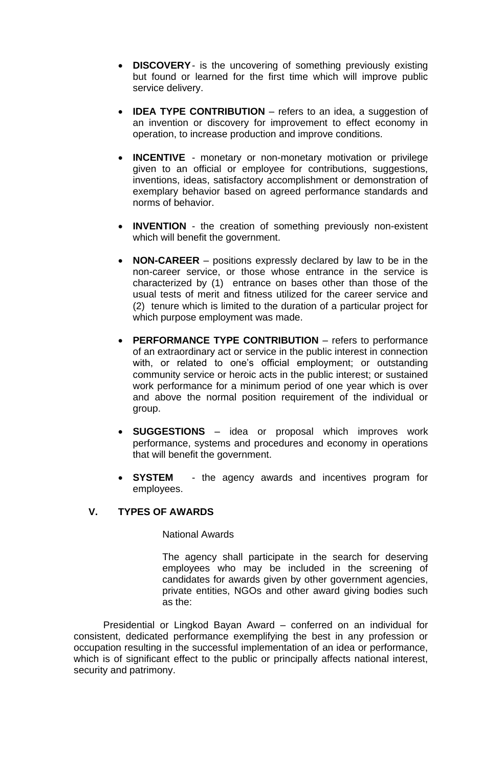- **DISCOVERY** - is the uncovering of something previously existing but found or learned for the first time which will improve public service delivery.

- **IDEA TYPE CONTRIBUTION** – refers to an idea, a suggestion of an invention or discovery for improvement to effect economy in operation, to increase production and improve conditions.

- **INCENTIVE** - monetary or non-monetary motivation or privilege given to an official or employee for contributions, suggestions, inventions, ideas, satisfactory accomplishment or demonstration of exemplary behavior based on agreed performance standards and norms of behavior.

- **INVENTION** - the creation of something previously non-existent which will benefit the government.

- **NON-CAREER** – positions expressly declared by law to be in the non-career service, or those whose entrance in the service is characterized by (1) entrance on bases other than those of the usual tests of merit and fitness utilized for the career service and (2) tenure which is limited to the duration of a particular project for which purpose employment was made.

- **PERFORMANCE TYPE CONTRIBUTION** – refers to performance of an extraordinary act or service in the public interest in connection with, or related to one's official employment; or outstanding community service or heroic acts in the public interest; or sustained work performance for a minimum period of one year which is over and above the normal position requirement of the individual or group.

- **SUGGESTIONS** – idea or proposal which improves work performance, systems and procedures and economy in operations that will benefit the government.

- **SYSTEM** - the agency awards and incentives program for employees.

## V. TYPES OF AWARDS

National Awards

The agency shall participate in the search for deserving employees who may be included in the screening of candidates for awards given by other government agencies, private entities, NGOs and other award giving bodies such as the:

Presidential or Lingkod Bayan Award – conferred on an individual for consistent, dedicated performance exemplifying the best in any profession or occupation resulting in the successful implementation of an idea or performance, which is of significant effect to the public or principally affects national interest, security and patrimony.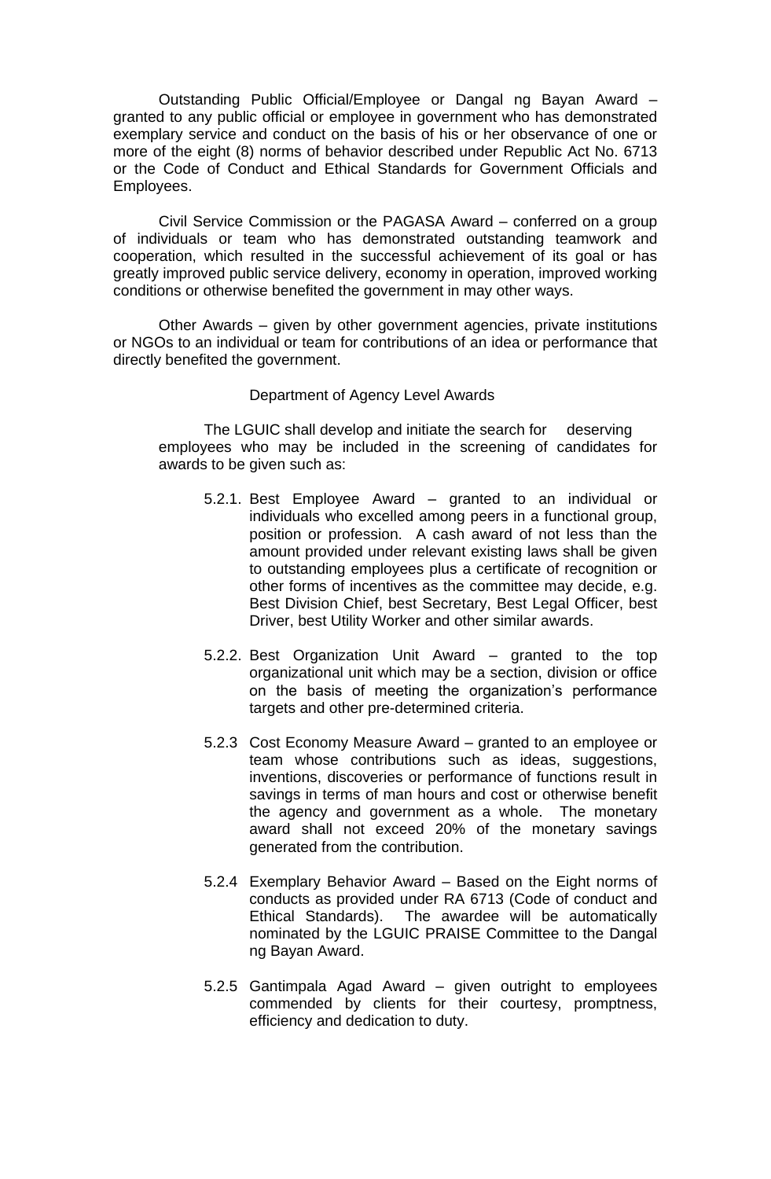Outstanding Public Official/Employee or Dangal ng Bayan Award – granted to any public official or employee in government who has demonstrated exemplary service and conduct on the basis of his or her observance of one or more of the eight (8) norms of behavior described under Republic Act No. 6713 or the Code of Conduct and Ethical Standards for Government Officials and Employees.

Civil Service Commission or the PAGASA Award – conferred on a group of individuals or team who has demonstrated outstanding teamwork and cooperation, which resulted in the successful achievement of its goal or has greatly improved public service delivery, economy in operation, improved working conditions or otherwise benefited the government in may other ways.

Other Awards – given by other government agencies, private institutions or NGOs to an individual or team for contributions of an idea or performance that directly benefited the government.

Department of Agency Level Awards

The LGUIC shall develop and initiate the search for deserving employees who may be included in the screening of candidates for awards to be given such as:

5.2.1. Best Employee Award – granted to an individual or individuals who excelled among peers in a functional group, position or profession. A cash award of not less than the amount provided under relevant existing laws shall be given to outstanding employees plus a certificate of recognition or other forms of incentives as the committee may decide, e.g. Best Division Chief, best Secretary, Best Legal Officer, best Driver, best Utility Worker and other similar awards.

5.2.2. Best Organization Unit Award – granted to the top organizational unit which may be a section, division or office on the basis of meeting the organization's performance targets and other pre-determined criteria.

5.2.3 Cost Economy Measure Award – granted to an employee or team whose contributions such as ideas, suggestions, inventions, discoveries or performance of functions result in savings in terms of man hours and cost or otherwise benefit the agency and government as a whole. The monetary award shall not exceed 20% of the monetary savings generated from the contribution.

5.2.4 Exemplary Behavior Award – Based on the Eight norms of conducts as provided under RA 6713 (Code of conduct and Ethical Standards). The awardee will be automatically nominated by the LGUIC PRAISE Committee to the Dangal ng Bayan Award.

5.2.5 Gantimpala Agad Award – given outright to employees commended by clients for their courtesy, promptness, efficiency and dedication to duty.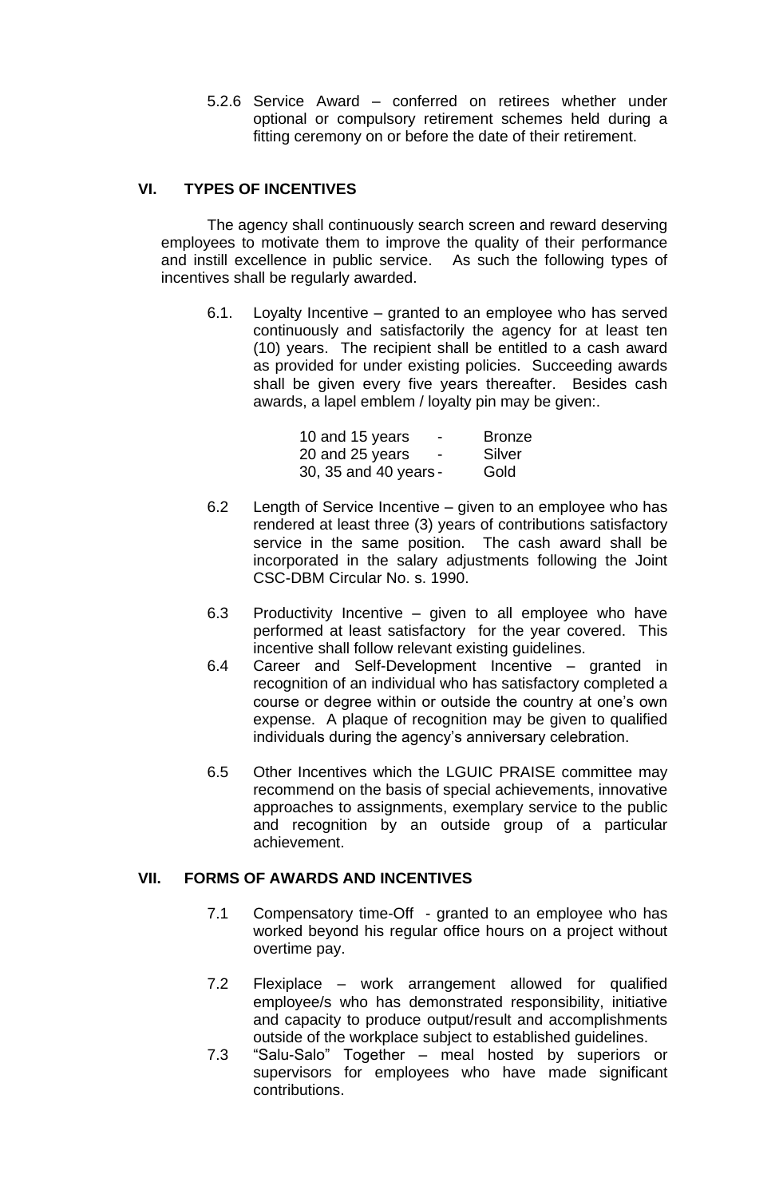5.2.6 Service Award – conferred on retirees whether under optional or compulsory retirement schemes held during a fitting ceremony on or before the date of their retirement.

## VI. TYPES OF INCENTIVES

The agency shall continuously search screen and reward deserving employees to motivate them to improve the quality of their performance and instill excellence in public service. As such the following types of incentives shall be regularly awarded.

6.1. Loyalty Incentive – granted to an employee who has served continuously and satisfactorily the agency for at least ten (10) years. The recipient shall be entitled to a cash award as provided for under existing policies. Succeeding awards shall be given every five years thereafter. Besides cash awards, a lapel emblem / loyalty pin may be given:.

| | | |
|---|---|---|
| 10 and 15 years | - | Bronze |
| 20 and 25 years | - | Silver |
| 30, 35 and 40 years | - | Gold |

6.2 Length of Service Incentive – given to an employee who has rendered at least three (3) years of contributions satisfactory service in the same position. The cash award shall be incorporated in the salary adjustments following the Joint CSC-DBM Circular No. s. 1990.

6.3 Productivity Incentive – given to all employee who have performed at least satisfactory for the year covered. This incentive shall follow relevant existing guidelines.

6.4 Career and Self-Development Incentive – granted in recognition of an individual who has satisfactory completed a course or degree within or outside the country at one's own expense. A plaque of recognition may be given to qualified individuals during the agency's anniversary celebration.

6.5 Other Incentives which the LGUIC PRAISE committee may recommend on the basis of special achievements, innovative approaches to assignments, exemplary service to the public and recognition by an outside group of a particular achievement.

## VII. FORMS OF AWARDS AND INCENTIVES

7.1 Compensatory time-Off - granted to an employee who has worked beyond his regular office hours on a project without overtime pay.

7.2 Flexiplace – work arrangement allowed for qualified employee/s who has demonstrated responsibility, initiative and capacity to produce output/result and accomplishments outside of the workplace subject to established guidelines.

7.3 "Salu-Salo" Together – meal hosted by superiors or supervisors for employees who have made significant contributions.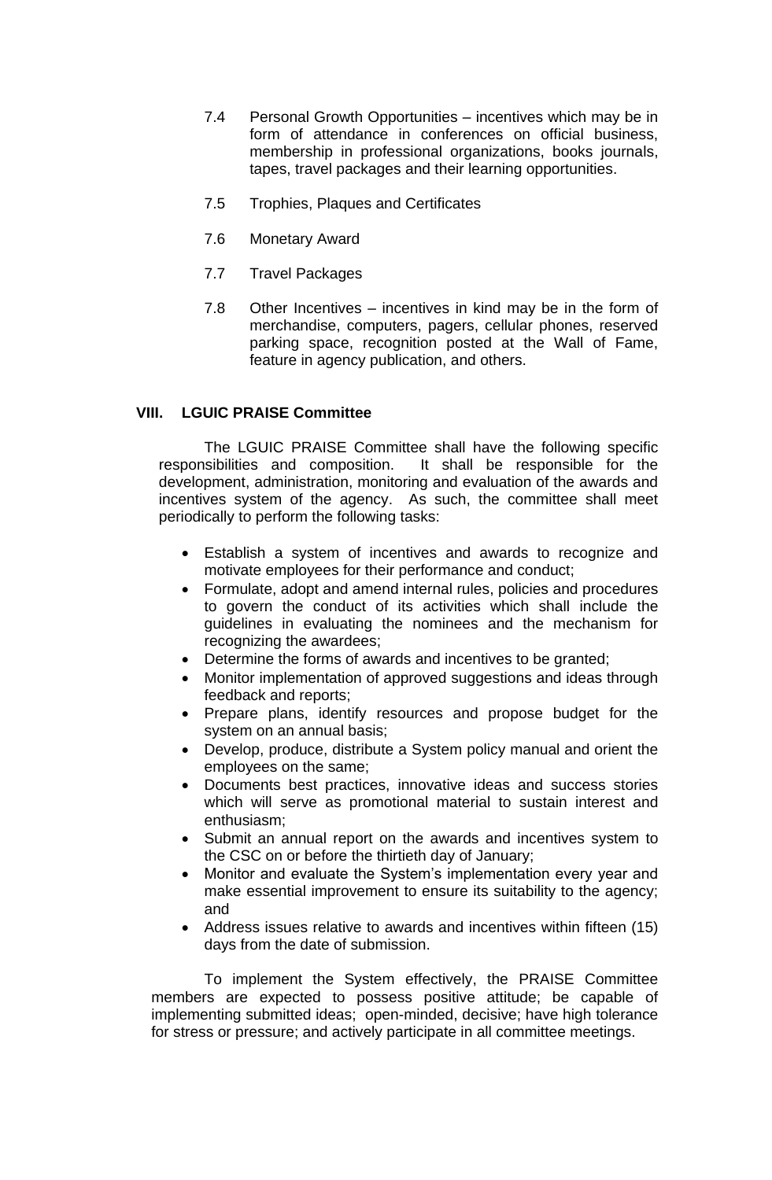7.4 Personal Growth Opportunities – incentives which may be in form of attendance in conferences on official business, membership in professional organizations, books journals, tapes, travel packages and their learning opportunities.

7.5 Trophies, Plaques and Certificates

7.6 Monetary Award

7.7 Travel Packages

7.8 Other Incentives – incentives in kind may be in the form of merchandise, computers, pagers, cellular phones, reserved parking space, recognition posted at the Wall of Fame, feature in agency publication, and others.

## VIII. LGUIC PRAISE Committee

The LGUIC PRAISE Committee shall have the following specific responsibilities and composition. It shall be responsible for the development, administration, monitoring and evaluation of the awards and incentives system of the agency. As such, the committee shall meet periodically to perform the following tasks:

- Establish a system of incentives and awards to recognize and motivate employees for their performance and conduct;
- Formulate, adopt and amend internal rules, policies and procedures to govern the conduct of its activities which shall include the guidelines in evaluating the nominees and the mechanism for recognizing the awardees;
- Determine the forms of awards and incentives to be granted;
- Monitor implementation of approved suggestions and ideas through feedback and reports;
- Prepare plans, identify resources and propose budget for the system on an annual basis;
- Develop, produce, distribute a System policy manual and orient the employees on the same;
- Documents best practices, innovative ideas and success stories which will serve as promotional material to sustain interest and enthusiasm;
- Submit an annual report on the awards and incentives system to the CSC on or before the thirtieth day of January;
- Monitor and evaluate the System's implementation every year and make essential improvement to ensure its suitability to the agency; and
- Address issues relative to awards and incentives within fifteen (15) days from the date of submission.

To implement the System effectively, the PRAISE Committee members are expected to possess positive attitude; be capable of implementing submitted ideas; open-minded, decisive; have high tolerance for stress or pressure; and actively participate in all committee meetings.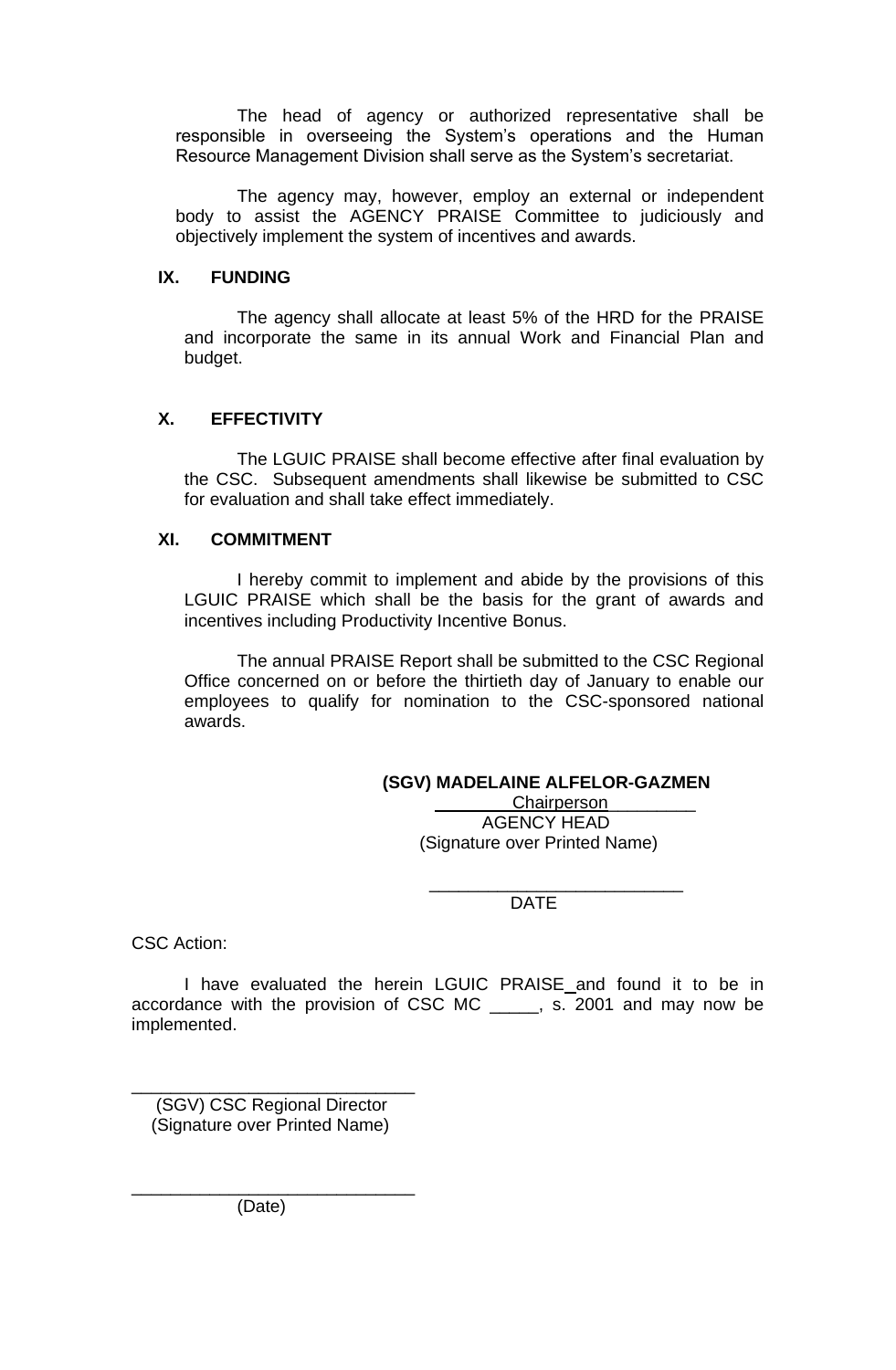The head of agency or authorized representative shall be responsible in overseeing the System's operations and the Human Resource Management Division shall serve as the System's secretariat.

The agency may, however, employ an external or independent body to assist the AGENCY PRAISE Committee to judiciously and objectively implement the system of incentives and awards.

## IX. FUNDING

The agency shall allocate at least 5% of the HRD for the PRAISE and incorporate the same in its annual Work and Financial Plan and budget.

## X. EFFECTIVITY

The LGUIC PRAISE shall become effective after final evaluation by the CSC. Subsequent amendments shall likewise be submitted to CSC for evaluation and shall take effect immediately.

## XI. COMMITMENT

I hereby commit to implement and abide by the provisions of this LGUIC PRAISE which shall be the basis for the grant of awards and incentives including Productivity Incentive Bonus.

The annual PRAISE Report shall be submitted to the CSC Regional Office concerned on or before the thirtieth day of January to enable our employees to qualify for nomination to the CSC-sponsored national awards.

**(SGV) MADELAINE ALFELOR-GAZMEN**
Chairperson
AGENCY HEAD
(Signature over Printed Name)

___________________________
DATE

CSC Action:

I have evaluated the herein LGUIC PRAISE and found it to be in accordance with the provision of CSC MC _____, s. 2001 and may now be implemented.

______________________________
(SGV) CSC Regional Director
(Signature over Printed Name)

______________________________
(Date)